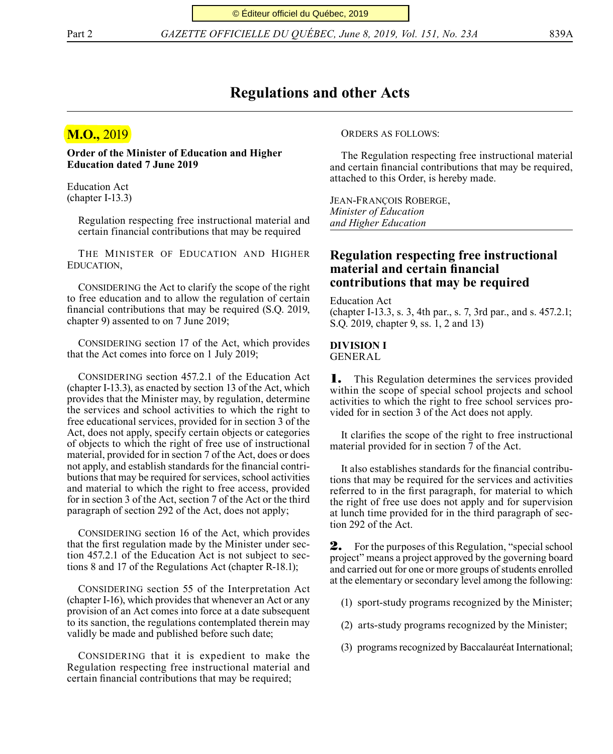# Regulations and other Acts

## M.O., 2019

**Order of the Minister of Education and Higher Education dated 7 June 2019**

Education Act
(chapter I-13.3)

Regulation respecting free instructional material and certain financial contributions that may be required

THE MINISTER OF EDUCATION AND HIGHER EDUCATION,

CONSIDERING the Act to clarify the scope of the right to free education and to allow the regulation of certain financial contributions that may be required (S.Q. 2019, chapter 9) assented to on 7 June 2019;

CONSIDERING section 17 of the Act, which provides that the Act comes into force on 1 July 2019;

CONSIDERING section 457.2.1 of the Education Act (chapter I-13.3), as enacted by section 13 of the Act, which provides that the Minister may, by regulation, determine the services and school activities to which the right to free educational services, provided for in section 3 of the Act, does not apply, specify certain objects or categories of objects to which the right of free use of instructional material, provided for in section 7 of the Act, does or does not apply, and establish standards for the financial contributions that may be required for services, school activities and material to which the right to free access, provided for in section 3 of the Act, section 7 of the Act or the third paragraph of section 292 of the Act, does not apply;

CONSIDERING section 16 of the Act, which provides that the first regulation made by the Minister under section 457.2.1 of the Education Act is not subject to sections 8 and 17 of the Regulations Act (chapter R-18.1);

CONSIDERING section 55 of the Interpretation Act (chapter I-16), which provides that whenever an Act or any provision of an Act comes into force at a date subsequent to its sanction, the regulations contemplated therein may validly be made and published before such date;

CONSIDERING that it is expedient to make the Regulation respecting free instructional material and certain financial contributions that may be required;

ORDERS AS FOLLOWS:

The Regulation respecting free instructional material and certain financial contributions that may be required, attached to this Order, is hereby made.

JEAN-FRANÇOIS ROBERGE,
*Minister of Education and Higher Education*

## Regulation respecting free instructional material and certain financial contributions that may be required

Education Act
(chapter I-13.3, s. 3, 4th par., s. 7, 3rd par., and s. 457.2.1; S.Q. 2019, chapter 9, ss. 1, 2 and 13)

**DIVISION I**
GENERAL

**1.** This Regulation determines the services provided within the scope of special school projects and school activities to which the right to free school services provided for in section 3 of the Act does not apply.

It clarifies the scope of the right to free instructional material provided for in section 7 of the Act.

It also establishes standards for the financial contributions that may be required for the services and activities referred to in the first paragraph, for material to which the right of free use does not apply and for supervision at lunch time provided for in the third paragraph of section 292 of the Act.

**2.** For the purposes of this Regulation, "special school project" means a project approved by the governing board and carried out for one or more groups of students enrolled at the elementary or secondary level among the following:

(1) sport-study programs recognized by the Minister;

(2) arts-study programs recognized by the Minister;

(3) programs recognized by Baccalauréat International;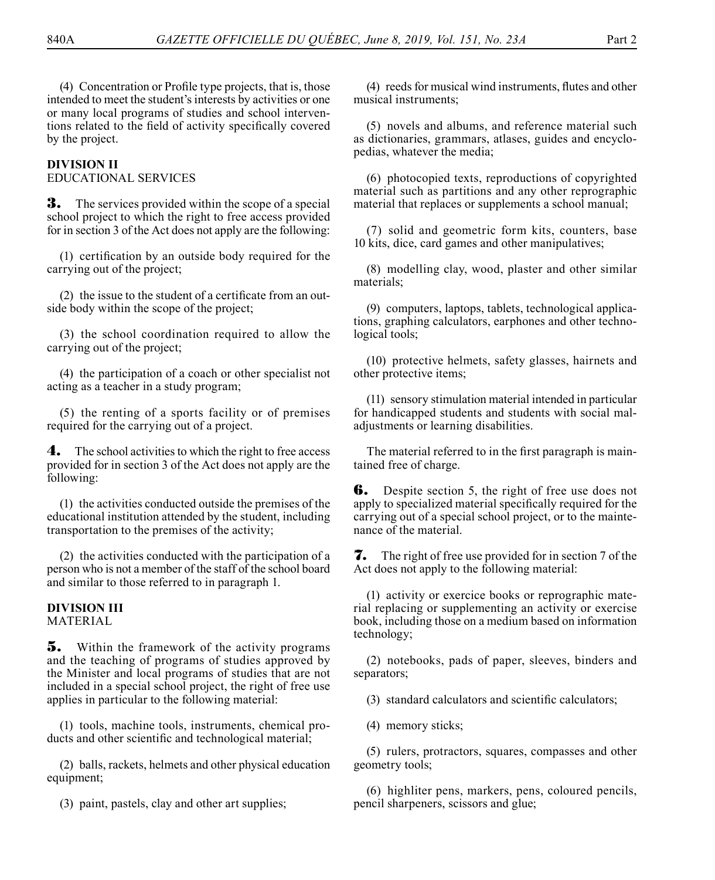(4) Concentration or Profile type projects, that is, those intended to meet the student's interests by activities or one or many local programs of studies and school interventions related to the field of activity specifically covered by the project.

## DIVISION II
EDUCATIONAL SERVICES

**3.** The services provided within the scope of a special school project to which the right to free access provided for in section 3 of the Act does not apply are the following:

(1) certification by an outside body required for the carrying out of the project;

(2) the issue to the student of a certificate from an outside body within the scope of the project;

(3) the school coordination required to allow the carrying out of the project;

(4) the participation of a coach or other specialist not acting as a teacher in a study program;

(5) the renting of a sports facility or of premises required for the carrying out of a project.

**4.** The school activities to which the right to free access provided for in section 3 of the Act does not apply are the following:

(1) the activities conducted outside the premises of the educational institution attended by the student, including transportation to the premises of the activity;

(2) the activities conducted with the participation of a person who is not a member of the staff of the school board and similar to those referred to in paragraph 1.

## DIVISION III
MATERIAL

**5.** Within the framework of the activity programs and the teaching of programs of studies approved by the Minister and local programs of studies that are not included in a special school project, the right of free use applies in particular to the following material:

(1) tools, machine tools, instruments, chemical products and other scientific and technological material;

(2) balls, rackets, helmets and other physical education equipment;

(3) paint, pastels, clay and other art supplies;

(4) reeds for musical wind instruments, flutes and other musical instruments;

(5) novels and albums, and reference material such as dictionaries, grammars, atlases, guides and encyclopedias, whatever the media;

(6) photocopied texts, reproductions of copyrighted material such as partitions and any other reprographic material that replaces or supplements a school manual;

(7) solid and geometric form kits, counters, base 10 kits, dice, card games and other manipulatives;

(8) modelling clay, wood, plaster and other similar materials;

(9) computers, laptops, tablets, technological applications, graphing calculators, earphones and other technological tools;

(10) protective helmets, safety glasses, hairnets and other protective items;

(11) sensory stimulation material intended in particular for handicapped students and students with social maladjustments or learning disabilities.

The material referred to in the first paragraph is maintained free of charge.

**6.** Despite section 5, the right of free use does not apply to specialized material specifically required for the carrying out of a special school project, or to the maintenance of the material.

**7.** The right of free use provided for in section 7 of the Act does not apply to the following material:

(1) activity or exercice books or reprographic material replacing or supplementing an activity or exercise book, including those on a medium based on information technology;

(2) notebooks, pads of paper, sleeves, binders and separators;

(3) standard calculators and scientific calculators;

(4) memory sticks;

(5) rulers, protractors, squares, compasses and other geometry tools;

(6) highliter pens, markers, pens, coloured pencils, pencil sharpeners, scissors and glue;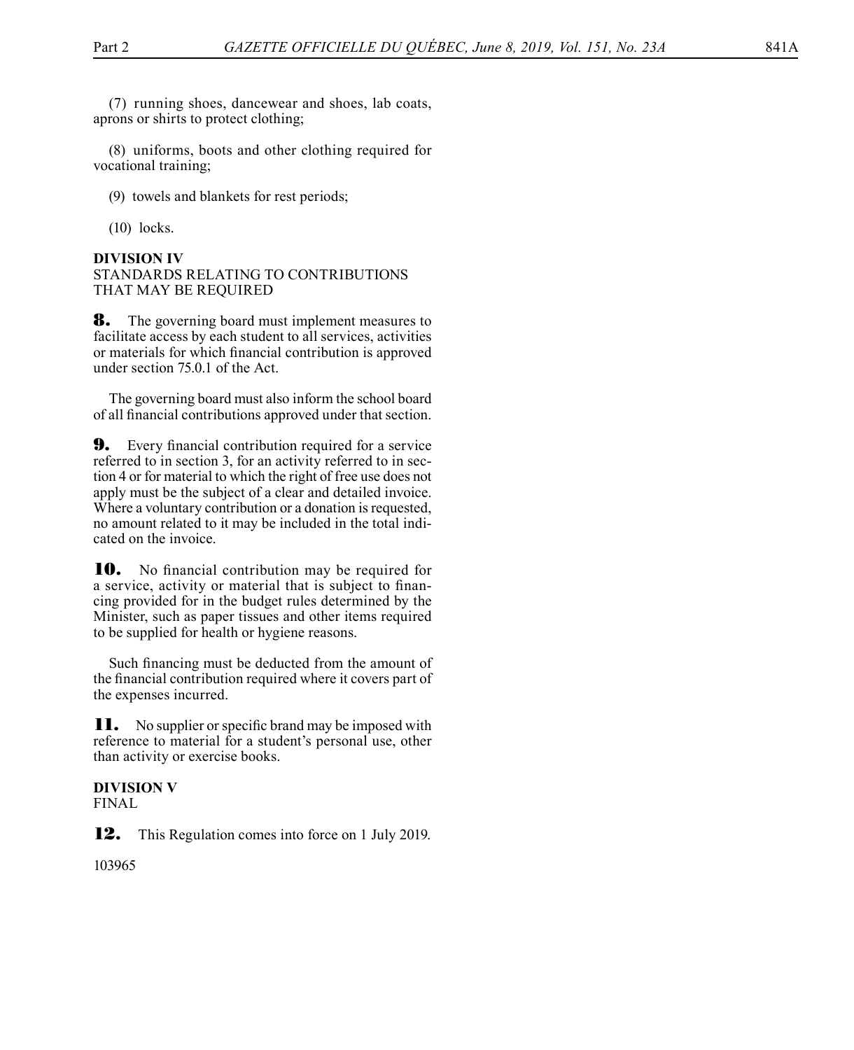(7) running shoes, dancewear and shoes, lab coats, aprons or shirts to protect clothing;

(8) uniforms, boots and other clothing required for vocational training;

(9) towels and blankets for rest periods;

(10) locks.

## DIVISION IV
STANDARDS RELATING TO CONTRIBUTIONS THAT MAY BE REQUIRED

**8.** The governing board must implement measures to facilitate access by each student to all services, activities or materials for which financial contribution is approved under section 75.0.1 of the Act.

The governing board must also inform the school board of all financial contributions approved under that section.

**9.** Every financial contribution required for a service referred to in section 3, for an activity referred to in section 4 or for material to which the right of free use does not apply must be the subject of a clear and detailed invoice. Where a voluntary contribution or a donation is requested, no amount related to it may be included in the total indicated on the invoice.

**10.** No financial contribution may be required for a service, activity or material that is subject to financing provided for in the budget rules determined by the Minister, such as paper tissues and other items required to be supplied for health or hygiene reasons.

Such financing must be deducted from the amount of the financial contribution required where it covers part of the expenses incurred.

**11.** No supplier or specific brand may be imposed with reference to material for a student's personal use, other than activity or exercise books.

## DIVISION V
FINAL

**12.** This Regulation comes into force on 1 July 2019.

103965